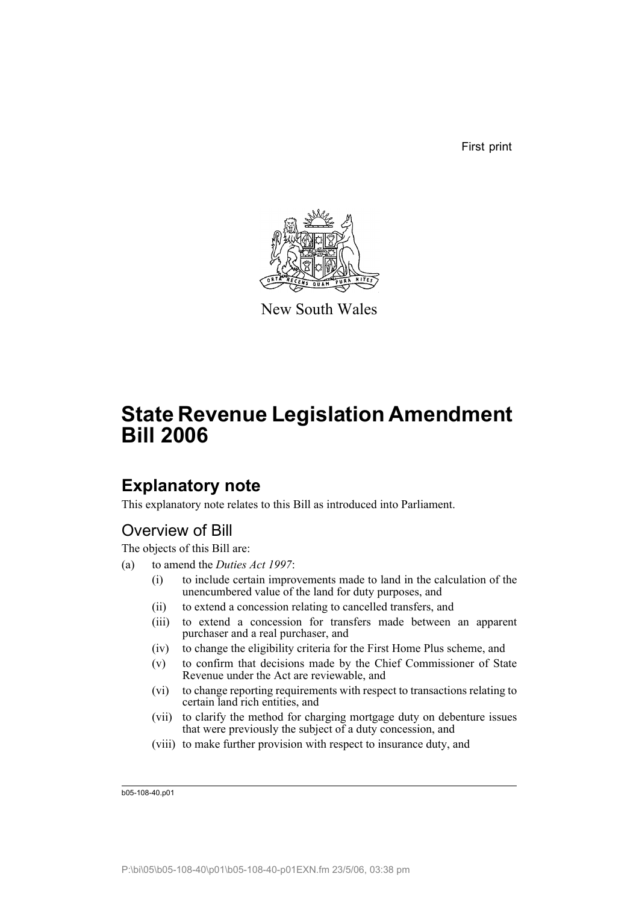First print

New South Wales

# State Revenue Legislation Amendment Bill 2006

## Explanatory note

This explanatory note relates to this Bill as introduced into Parliament.

### Overview of Bill

The objects of this Bill are:

(a) to amend the *Duties Act 1997*:

- (i) to include certain improvements made to land in the calculation of the unencumbered value of the land for duty purposes, and
- (ii) to extend a concession relating to cancelled transfers, and
- (iii) to extend a concession for transfers made between an apparent purchaser and a real purchaser, and
- (iv) to change the eligibility criteria for the First Home Plus scheme, and
- (v) to confirm that decisions made by the Chief Commissioner of State Revenue under the Act are reviewable, and
- (vi) to change reporting requirements with respect to transactions relating to certain land rich entities, and
- (vii) to clarify the method for charging mortgage duty on debenture issues that were previously the subject of a duty concession, and
- (viii) to make further provision with respect to insurance duty, and

b05-108-40.p01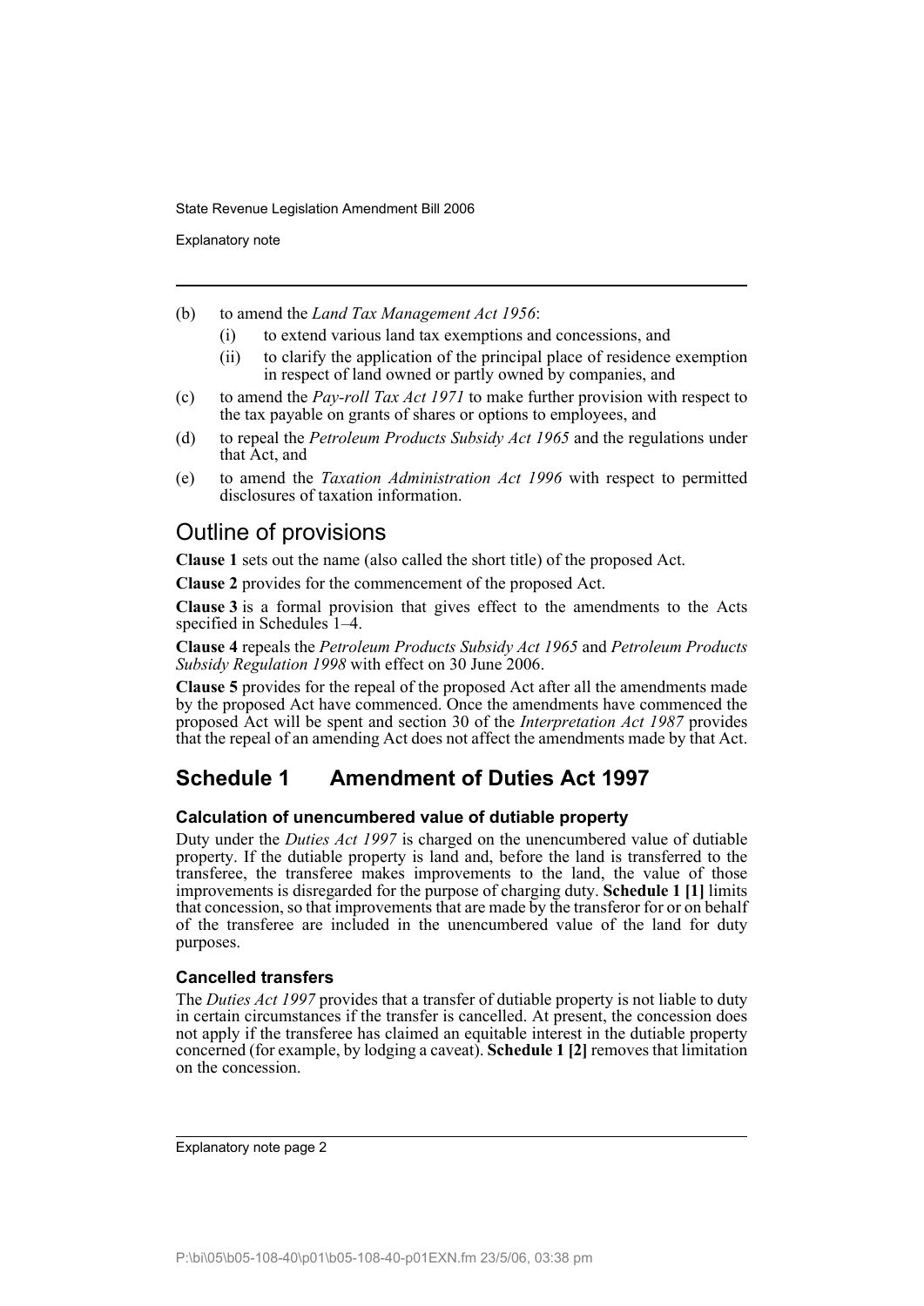(b) to amend the *Land Tax Management Act 1956*:

(i) to extend various land tax exemptions and concessions, and

(ii) to clarify the application of the principal place of residence exemption in respect of land owned or partly owned by companies, and

(c) to amend the *Pay-roll Tax Act 1971* to make further provision with respect to the tax payable on grants of shares or options to employees, and

(d) to repeal the *Petroleum Products Subsidy Act 1965* and the regulations under that Act, and

(e) to amend the *Taxation Administration Act 1996* with respect to permitted disclosures of taxation information.

## Outline of provisions

**Clause 1** sets out the name (also called the short title) of the proposed Act.

**Clause 2** provides for the commencement of the proposed Act.

**Clause 3** is a formal provision that gives effect to the amendments to the Acts specified in Schedules 1–4.

**Clause 4** repeals the *Petroleum Products Subsidy Act 1965* and *Petroleum Products Subsidy Regulation 1998* with effect on 30 June 2006.

**Clause 5** provides for the repeal of the proposed Act after all the amendments made by the proposed Act have commenced. Once the amendments have commenced the proposed Act will be spent and section 30 of the *Interpretation Act 1987* provides that the repeal of an amending Act does not affect the amendments made by that Act.

## Schedule 1 Amendment of Duties Act 1997

### Calculation of unencumbered value of dutiable property

Duty under the *Duties Act 1997* is charged on the unencumbered value of dutiable property. If the dutiable property is land and, before the land is transferred to the transferee, the transferee makes improvements to the land, the value of those improvements is disregarded for the purpose of charging duty. **Schedule 1 [1]** limits that concession, so that improvements that are made by the transferor for or on behalf of the transferee are included in the unencumbered value of the land for duty purposes.

### Cancelled transfers

The *Duties Act 1997* provides that a transfer of dutiable property is not liable to duty in certain circumstances if the transfer is cancelled. At present, the concession does not apply if the transferee has claimed an equitable interest in the dutiable property concerned (for example, by lodging a caveat). **Schedule 1 [2]** removes that limitation on the concession.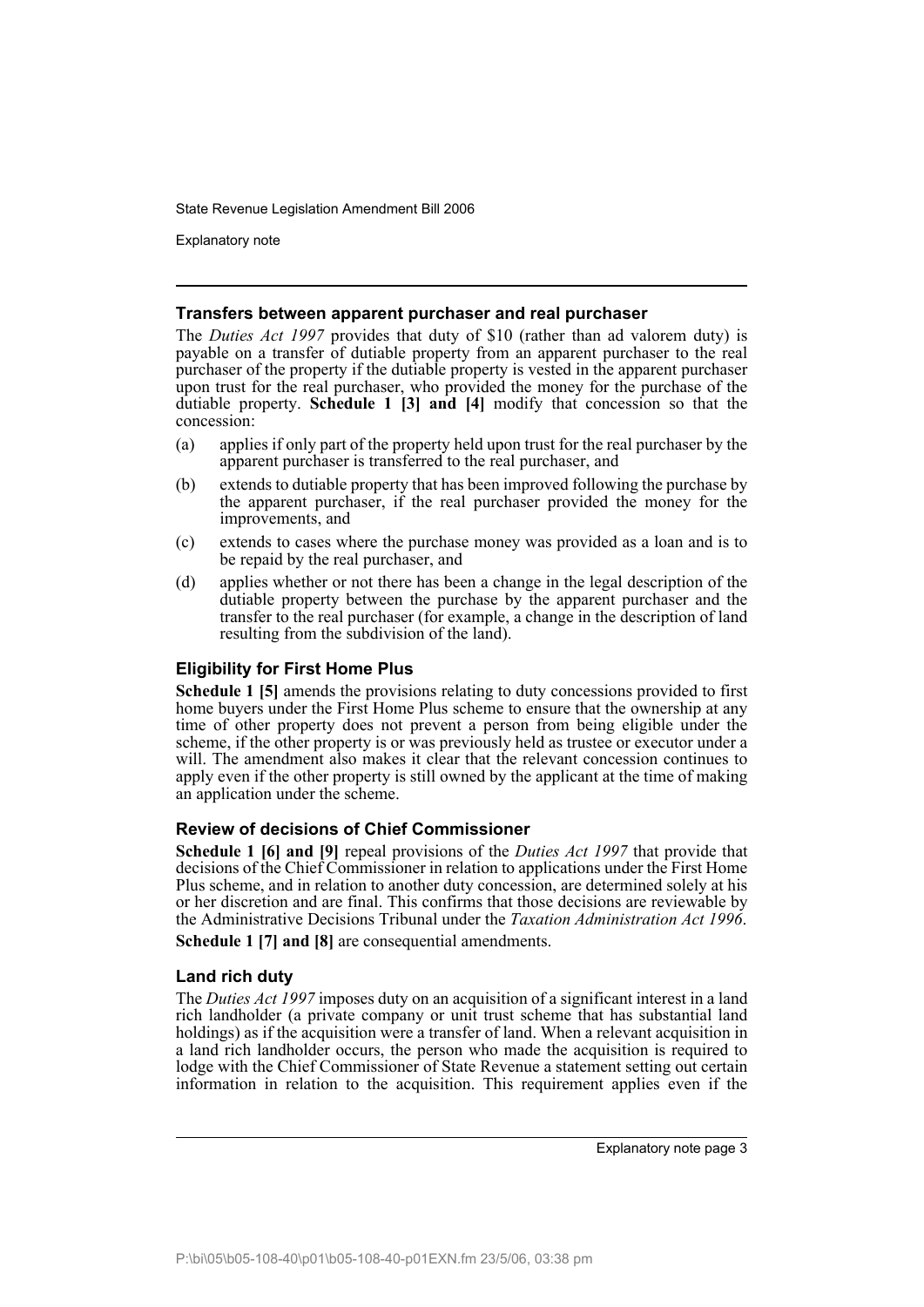### Transfers between apparent purchaser and real purchaser

The *Duties Act 1997* provides that duty of $10 (rather than ad valorem duty) is payable on a transfer of dutiable property from an apparent purchaser to the real purchaser of the property if the dutiable property is vested in the apparent purchaser upon trust for the real purchaser, who provided the money for the purchase of the dutiable property. **Schedule 1 [3] and [4]** modify that concession so that the concession:

(a) applies if only part of the property held upon trust for the real purchaser by the apparent purchaser is transferred to the real purchaser, and

(b) extends to dutiable property that has been improved following the purchase by the apparent purchaser, if the real purchaser provided the money for the improvements, and

(c) extends to cases where the purchase money was provided as a loan and is to be repaid by the real purchaser, and

(d) applies whether or not there has been a change in the legal description of the dutiable property between the purchase by the apparent purchaser and the transfer to the real purchaser (for example, a change in the description of land resulting from the subdivision of the land).

### Eligibility for First Home Plus

**Schedule 1 [5]** amends the provisions relating to duty concessions provided to first home buyers under the First Home Plus scheme to ensure that the ownership at any time of other property does not prevent a person from being eligible under the scheme, if the other property is or was previously held as trustee or executor under a will. The amendment also makes it clear that the relevant concession continues to apply even if the other property is still owned by the applicant at the time of making an application under the scheme.

### Review of decisions of Chief Commissioner

**Schedule 1 [6] and [9]** repeal provisions of the *Duties Act 1997* that provide that decisions of the Chief Commissioner in relation to applications under the First Home Plus scheme, and in relation to another duty concession, are determined solely at his or her discretion and are final. This confirms that those decisions are reviewable by the Administrative Decisions Tribunal under the *Taxation Administration Act 1996*.

**Schedule 1 [7] and [8]** are consequential amendments.

### Land rich duty

The *Duties Act 1997* imposes duty on an acquisition of a significant interest in a land rich landholder (a private company or unit trust scheme that has substantial land holdings) as if the acquisition were a transfer of land. When a relevant acquisition in a land rich landholder occurs, the person who made the acquisition is required to lodge with the Chief Commissioner of State Revenue a statement setting out certain information in relation to the acquisition. This requirement applies even if the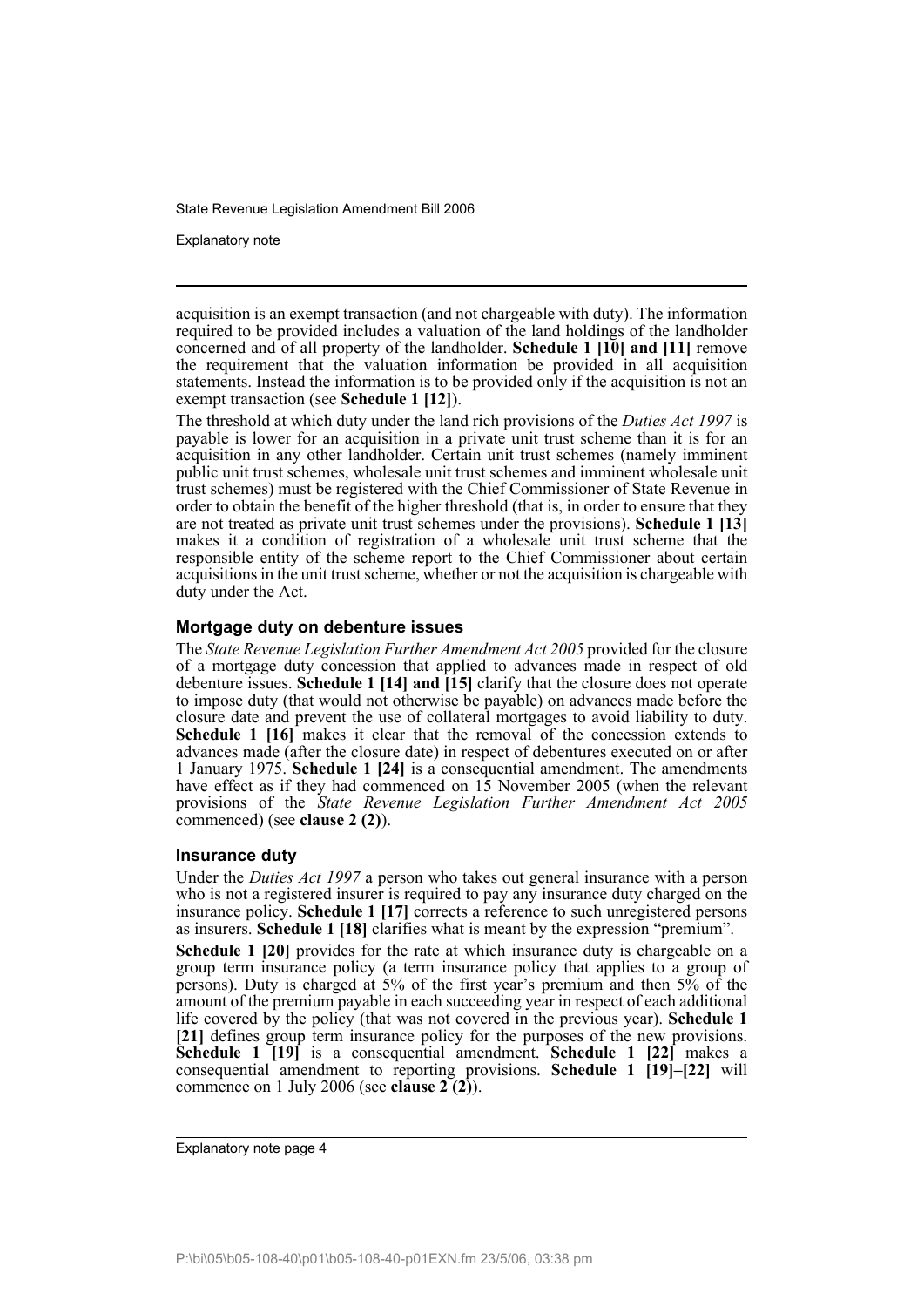acquisition is an exempt transaction (and not chargeable with duty). The information required to be provided includes a valuation of the land holdings of the landholder concerned and of all property of the landholder. **Schedule 1 [10] and [11]** remove the requirement that the valuation information be provided in all acquisition statements. Instead the information is to be provided only if the acquisition is not an exempt transaction (see **Schedule 1 [12]**).

The threshold at which duty under the land rich provisions of the *Duties Act 1997* is payable is lower for an acquisition in a private unit trust scheme than it is for an acquisition in any other landholder. Certain unit trust schemes (namely imminent public unit trust schemes, wholesale unit trust schemes and imminent wholesale unit trust schemes) must be registered with the Chief Commissioner of State Revenue in order to obtain the benefit of the higher threshold (that is, in order to ensure that they are not treated as private unit trust schemes under the provisions). **Schedule 1 [13]** makes it a condition of registration of a wholesale unit trust scheme that the responsible entity of the scheme report to the Chief Commissioner about certain acquisitions in the unit trust scheme, whether or not the acquisition is chargeable with duty under the Act.

### Mortgage duty on debenture issues

The *State Revenue Legislation Further Amendment Act 2005* provided for the closure of a mortgage duty concession that applied to advances made in respect of old debenture issues. **Schedule 1 [14] and [15]** clarify that the closure does not operate to impose duty (that would not otherwise be payable) on advances made before the closure date and prevent the use of collateral mortgages to avoid liability to duty. **Schedule 1 [16]** makes it clear that the removal of the concession extends to advances made (after the closure date) in respect of debentures executed on or after 1 January 1975. **Schedule 1 [24]** is a consequential amendment. The amendments have effect as if they had commenced on 15 November 2005 (when the relevant provisions of the *State Revenue Legislation Further Amendment Act 2005* commenced) (see **clause 2 (2)**).

### Insurance duty

Under the *Duties Act 1997* a person who takes out general insurance with a person who is not a registered insurer is required to pay any insurance duty charged on the insurance policy. **Schedule 1 [17]** corrects a reference to such unregistered persons as insurers. **Schedule 1 [18]** clarifies what is meant by the expression "premium".

**Schedule 1 [20]** provides for the rate at which insurance duty is chargeable on a group term insurance policy (a term insurance policy that applies to a group of persons). Duty is charged at 5% of the first year's premium and then 5% of the amount of the premium payable in each succeeding year in respect of each additional life covered by the policy (that was not covered in the previous year). **Schedule 1 [21]** defines group term insurance policy for the purposes of the new provisions. **Schedule 1 [19]** is a consequential amendment. **Schedule 1 [22]** makes a consequential amendment to reporting provisions. **Schedule 1 [19]–[22]** will commence on 1 July 2006 (see **clause 2 (2)**).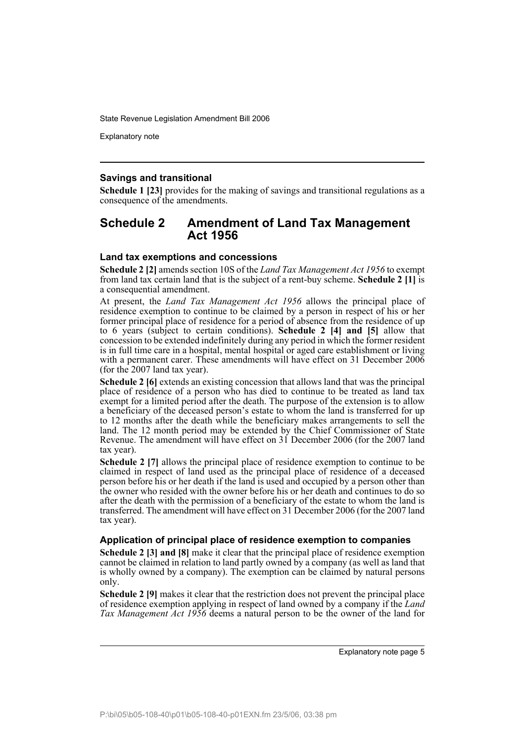### Savings and transitional

**Schedule 1 [23]** provides for the making of savings and transitional regulations as a consequence of the amendments.

## Schedule 2 Amendment of Land Tax Management Act 1956

### Land tax exemptions and concessions

**Schedule 2 [2]** amends section 10S of the *Land Tax Management Act 1956* to exempt from land tax certain land that is the subject of a rent-buy scheme. **Schedule 2 [1]** is a consequential amendment.

At present, the *Land Tax Management Act 1956* allows the principal place of residence exemption to continue to be claimed by a person in respect of his or her former principal place of residence for a period of absence from the residence of up to 6 years (subject to certain conditions). **Schedule 2 [4] and [5]** allow that concession to be extended indefinitely during any period in which the former resident is in full time care in a hospital, mental hospital or aged care establishment or living with a permanent carer. These amendments will have effect on 31 December 2006 (for the 2007 land tax year).

**Schedule 2 [6]** extends an existing concession that allows land that was the principal place of residence of a person who has died to continue to be treated as land tax exempt for a limited period after the death. The purpose of the extension is to allow a beneficiary of the deceased person's estate to whom the land is transferred for up to 12 months after the death while the beneficiary makes arrangements to sell the land. The 12 month period may be extended by the Chief Commissioner of State Revenue. The amendment will have effect on 31 December 2006 (for the 2007 land tax year).

**Schedule 2 [7]** allows the principal place of residence exemption to continue to be claimed in respect of land used as the principal place of residence of a deceased person before his or her death if the land is used and occupied by a person other than the owner who resided with the owner before his or her death and continues to do so after the death with the permission of a beneficiary of the estate to whom the land is transferred. The amendment will have effect on 31 December 2006 (for the 2007 land tax year).

### Application of principal place of residence exemption to companies

**Schedule 2 [3] and [8]** make it clear that the principal place of residence exemption cannot be claimed in relation to land partly owned by a company (as well as land that is wholly owned by a company). The exemption can be claimed by natural persons only.

**Schedule 2 [9]** makes it clear that the restriction does not prevent the principal place of residence exemption applying in respect of land owned by a company if the *Land Tax Management Act 1956* deems a natural person to be the owner of the land for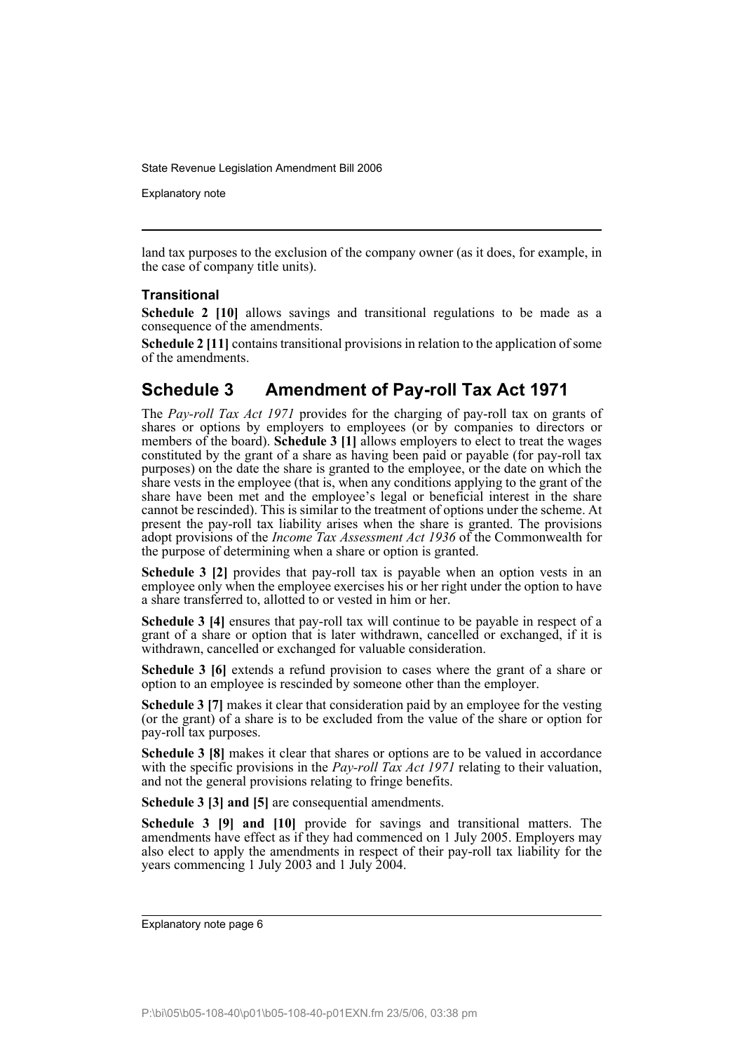land tax purposes to the exclusion of the company owner (as it does, for example, in the case of company title units).

### Transitional

**Schedule 2 [10]** allows savings and transitional regulations to be made as a consequence of the amendments.

**Schedule 2 [11]** contains transitional provisions in relation to the application of some of the amendments.

## Schedule 3 Amendment of Pay-roll Tax Act 1971

The *Pay-roll Tax Act 1971* provides for the charging of pay-roll tax on grants of shares or options by employers to employees (or by companies to directors or members of the board). **Schedule 3 [1]** allows employers to elect to treat the wages constituted by the grant of a share as having been paid or payable (for pay-roll tax purposes) on the date the share is granted to the employee, or the date on which the share vests in the employee (that is, when any conditions applying to the grant of the share have been met and the employee's legal or beneficial interest in the share cannot be rescinded). This is similar to the treatment of options under the scheme. At present the pay-roll tax liability arises when the share is granted. The provisions adopt provisions of the *Income Tax Assessment Act 1936* of the Commonwealth for the purpose of determining when a share or option is granted.

**Schedule 3 [2]** provides that pay-roll tax is payable when an option vests in an employee only when the employee exercises his or her right under the option to have a share transferred to, allotted to or vested in him or her.

**Schedule 3 [4]** ensures that pay-roll tax will continue to be payable in respect of a grant of a share or option that is later withdrawn, cancelled or exchanged, if it is withdrawn, cancelled or exchanged for valuable consideration.

**Schedule 3 [6]** extends a refund provision to cases where the grant of a share or option to an employee is rescinded by someone other than the employer.

**Schedule 3 [7]** makes it clear that consideration paid by an employee for the vesting (or the grant) of a share is to be excluded from the value of the share or option for pay-roll tax purposes.

**Schedule 3 [8]** makes it clear that shares or options are to be valued in accordance with the specific provisions in the *Pay-roll Tax Act 1971* relating to their valuation, and not the general provisions relating to fringe benefits.

**Schedule 3 [3] and [5]** are consequential amendments.

**Schedule 3 [9] and [10]** provide for savings and transitional matters. The amendments have effect as if they had commenced on 1 July 2005. Employers may also elect to apply the amendments in respect of their pay-roll tax liability for the years commencing 1 July 2003 and 1 July 2004.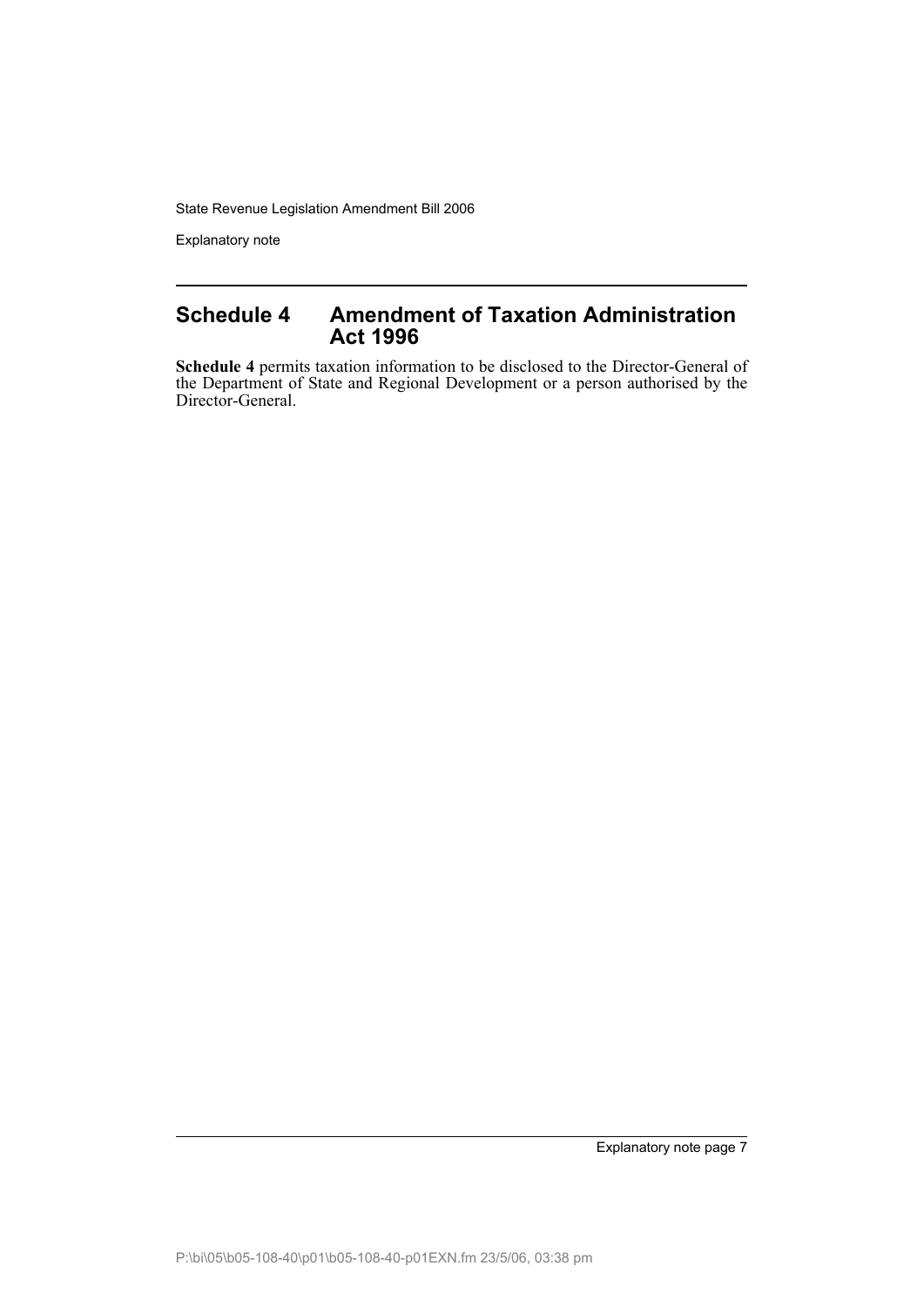## Schedule 4 Amendment of Taxation Administration Act 1996

**Schedule 4** permits taxation information to be disclosed to the Director-General of the Department of State and Regional Development or a person authorised by the Director-General.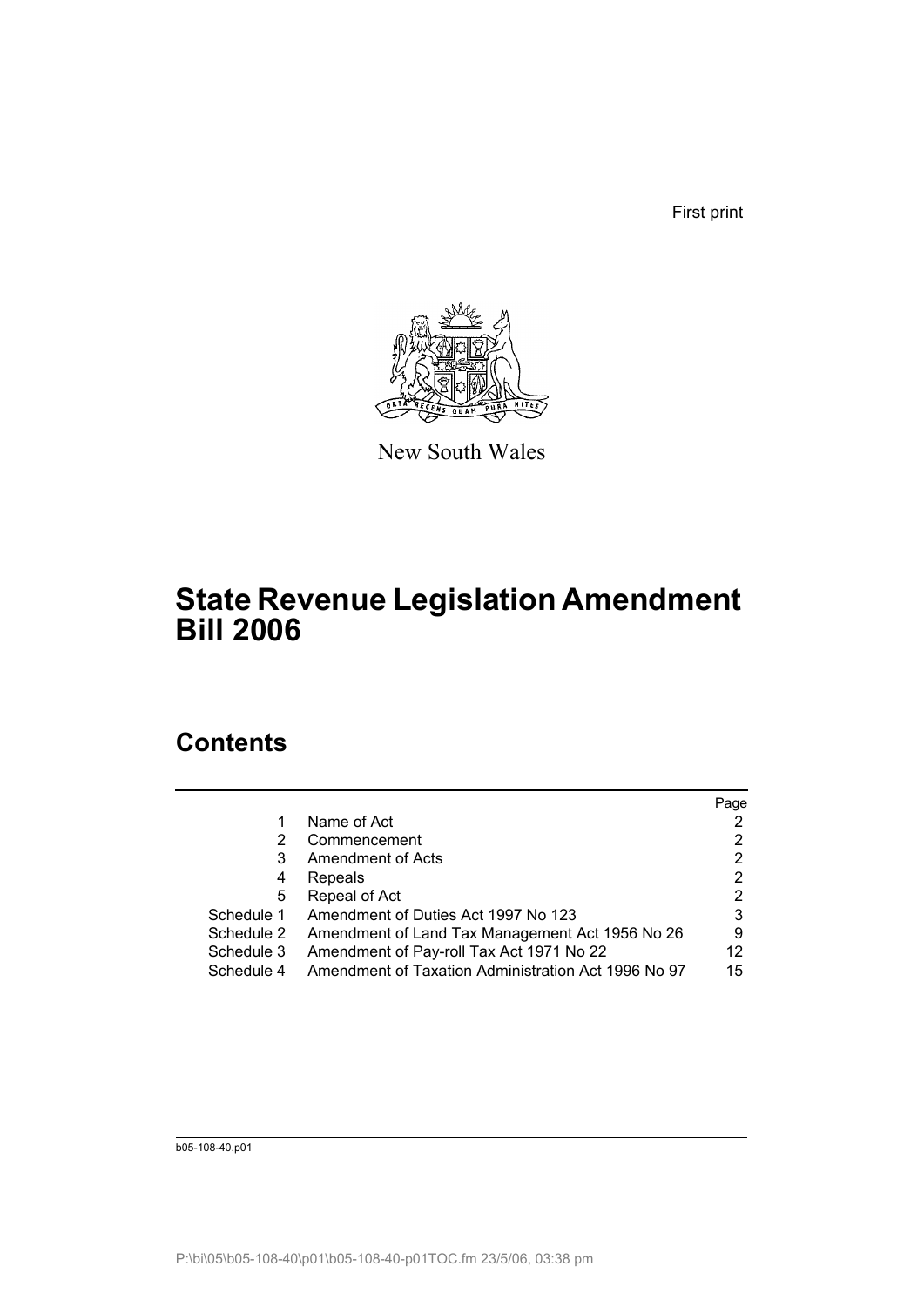First print

New South Wales

# State Revenue Legislation Amendment Bill 2006

## Contents

| | | Page |
|---|---|---|
| 1 | Name of Act | 2 |
| 2 | Commencement | 2 |
| 3 | Amendment of Acts | 2 |
| 4 | Repeals | 2 |
| 5 | Repeal of Act | 2 |
| Schedule 1 | Amendment of Duties Act 1997 No 123 | 3 |
| Schedule 2 | Amendment of Land Tax Management Act 1956 No 26 | 9 |
| Schedule 3 | Amendment of Pay-roll Tax Act 1971 No 22 | 12 |
| Schedule 4 | Amendment of Taxation Administration Act 1996 No 97 | 15 |

b05-108-40.p01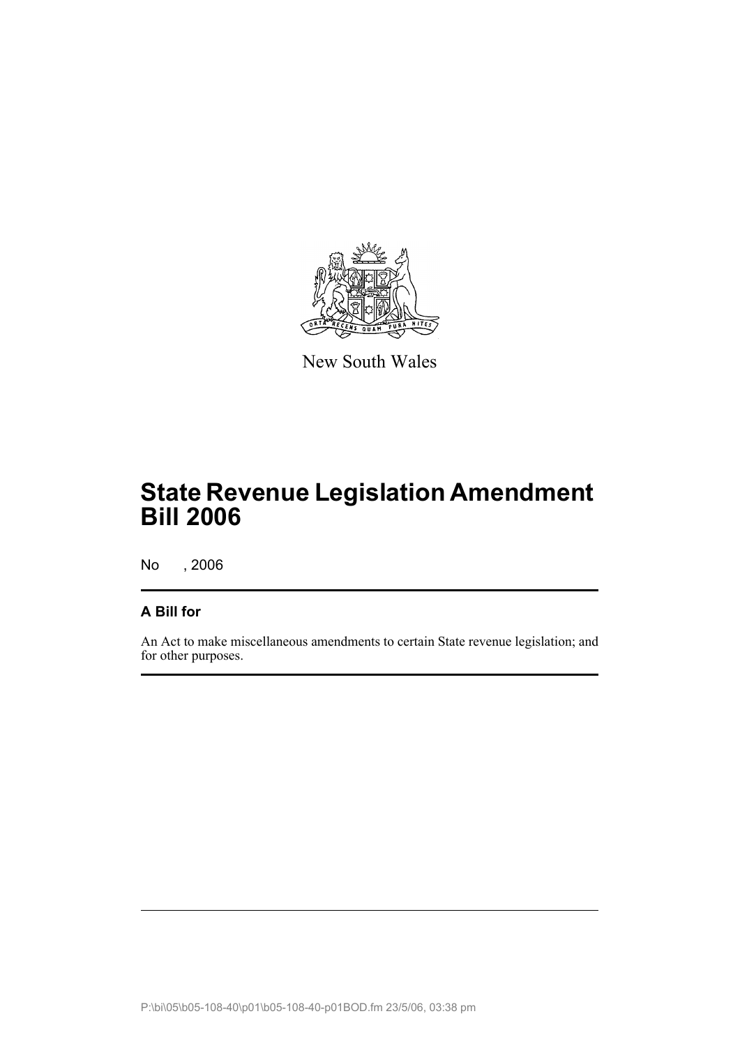New South Wales

# State Revenue Legislation Amendment Bill 2006

No , 2006

## A Bill for

An Act to make miscellaneous amendments to certain State revenue legislation; and for other purposes.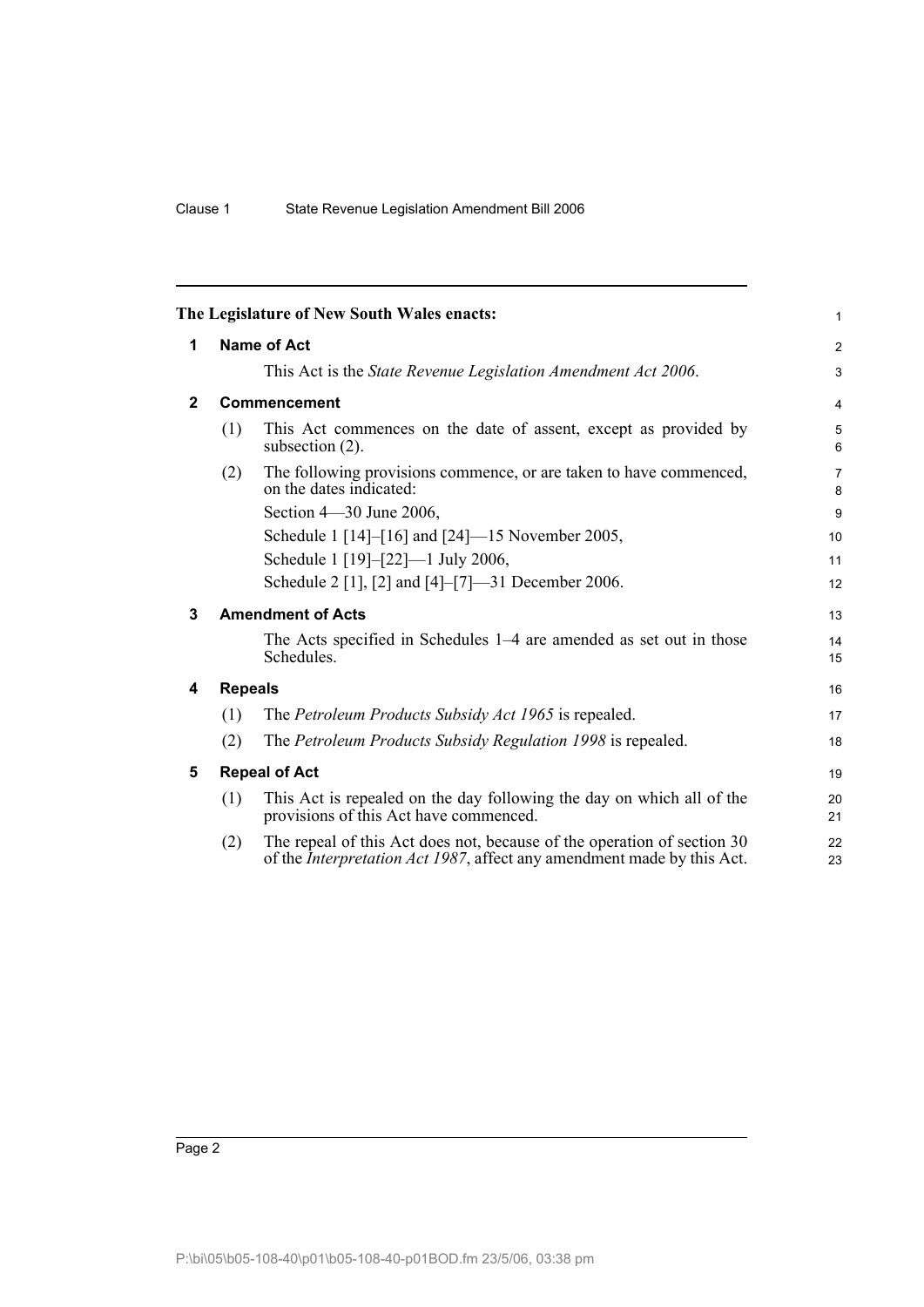**The Legislature of New South Wales enacts:**

## 1 Name of Act

This Act is the *State Revenue Legislation Amendment Act 2006*.

## 2 Commencement

(1) This Act commences on the date of assent, except as provided by subsection (2).

(2) The following provisions commence, or are taken to have commenced, on the dates indicated:

Section 4—30 June 2006,

Schedule 1 [14]–[16] and [24]—15 November 2005,

Schedule 1 [19]–[22]—1 July 2006,

Schedule 2 [1], [2] and [4]–[7]—31 December 2006.

## 3 Amendment of Acts

The Acts specified in Schedules 1–4 are amended as set out in those Schedules.

## 4 Repeals

(1) The *Petroleum Products Subsidy Act 1965* is repealed.

(2) The *Petroleum Products Subsidy Regulation 1998* is repealed.

## 5 Repeal of Act

(1) This Act is repealed on the day following the day on which all of the provisions of this Act have commenced.

(2) The repeal of this Act does not, because of the operation of section 30 of the *Interpretation Act 1987*, affect any amendment made by this Act.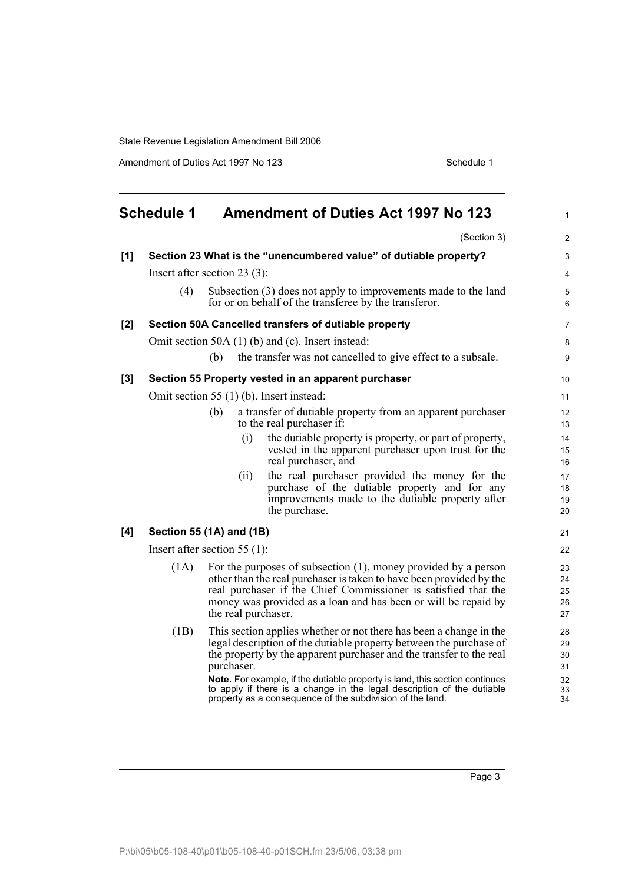## Schedule 1 Amendment of Duties Act 1997 No 123

(Section 3)

**[1] Section 23 What is the "unencumbered value" of dutiable property?**

Insert after section 23 (3):

(4) Subsection (3) does not apply to improvements made to the land for or on behalf of the transferee by the transferor.

**[2] Section 50A Cancelled transfers of dutiable property**

Omit section 50A (1) (b) and (c). Insert instead:

(b) the transfer was not cancelled to give effect to a subsale.

**[3] Section 55 Property vested in an apparent purchaser**

Omit section 55 (1) (b). Insert instead:

(b) a transfer of dutiable property from an apparent purchaser to the real purchaser if:

(i) the dutiable property is property, or part of property, vested in the apparent purchaser upon trust for the real purchaser, and

(ii) the real purchaser provided the money for the purchase of the dutiable property and for any improvements made to the dutiable property after the purchase.

**[4] Section 55 (1A) and (1B)**

Insert after section 55 (1):

(1A) For the purposes of subsection (1), money provided by a person other than the real purchaser is taken to have been provided by the real purchaser if the Chief Commissioner is satisfied that the money was provided as a loan and has been or will be repaid by the real purchaser.

(1B) This section applies whether or not there has been a change in the legal description of the dutiable property between the purchase of the property by the apparent purchaser and the transfer to the real purchaser.

**Note.** For example, if the dutiable property is land, this section continues to apply if there is a change in the legal description of the dutiable property as a consequence of the subdivision of the land.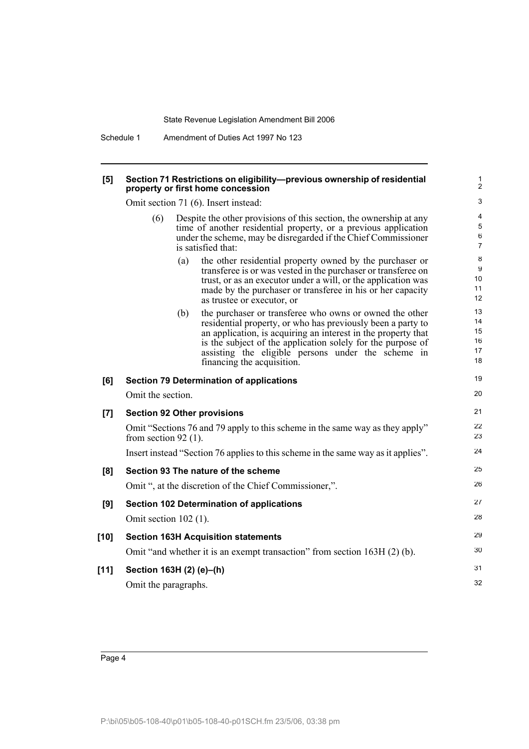**[5] Section 71 Restrictions on eligibility—previous ownership of residential property or first home concession**

Omit section 71 (6). Insert instead:

(6) Despite the other provisions of this section, the ownership at any time of another residential property, or a previous application under the scheme, may be disregarded if the Chief Commissioner is satisfied that:

(a) the other residential property owned by the purchaser or transferee is or was vested in the purchaser or transferee on trust, or as an executor under a will, or the application was made by the purchaser or transferee in his or her capacity as trustee or executor, or

(b) the purchaser or transferee who owns or owned the other residential property, or who has previously been a party to an application, is acquiring an interest in the property that is the subject of the application solely for the purpose of assisting the eligible persons under the scheme in financing the acquisition.

**[6] Section 79 Determination of applications**

Omit the section.

**[7] Section 92 Other provisions**

Omit "Sections 76 and 79 apply to this scheme in the same way as they apply" from section 92 (1).

Insert instead "Section 76 applies to this scheme in the same way as it applies".

**[8] Section 93 The nature of the scheme**

Omit ", at the discretion of the Chief Commissioner,".

**[9] Section 102 Determination of applications**

Omit section 102 (1).

**[10] Section 163H Acquisition statements**

Omit "and whether it is an exempt transaction" from section 163H (2) (b).

**[11] Section 163H (2) (e)–(h)**

Omit the paragraphs.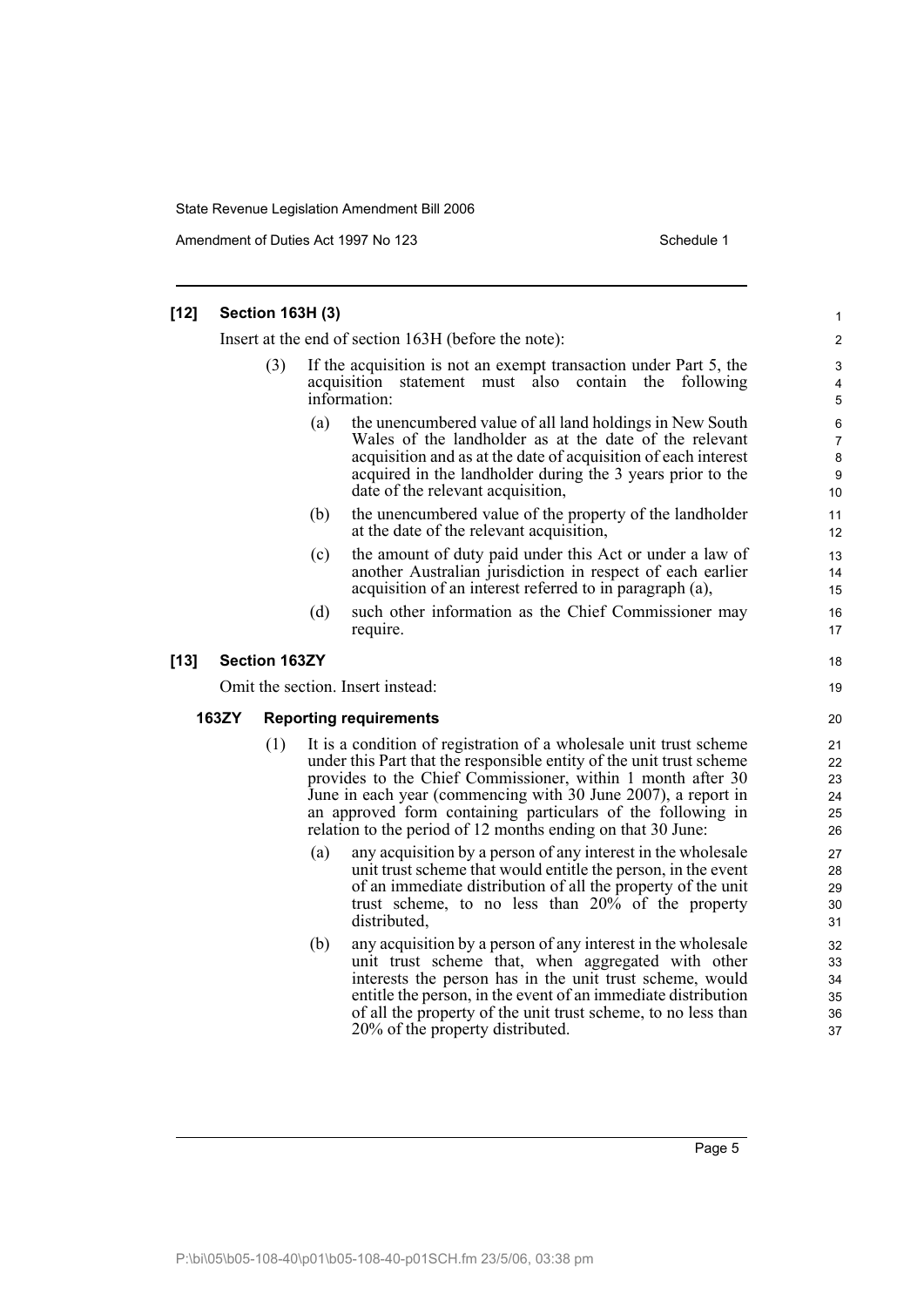## [12] Section 163H (3)

Insert at the end of section 163H (before the note):

(3) If the acquisition is not an exempt transaction under Part 5, the acquisition statement must also contain the following information:

- (a) the unencumbered value of all land holdings in New South Wales of the landholder as at the date of the relevant acquisition and as at the date of acquisition of each interest acquired in the landholder during the 3 years prior to the date of the relevant acquisition,
- (b) the unencumbered value of the property of the landholder at the date of the relevant acquisition,
- (c) the amount of duty paid under this Act or under a law of another Australian jurisdiction in respect of each earlier acquisition of an interest referred to in paragraph (a),
- (d) such other information as the Chief Commissioner may require.

## [13] Section 163ZY

Omit the section. Insert instead:

### 163ZY Reporting requirements

(1) It is a condition of registration of a wholesale unit trust scheme under this Part that the responsible entity of the unit trust scheme provides to the Chief Commissioner, within 1 month after 30 June in each year (commencing with 30 June 2007), a report in an approved form containing particulars of the following in relation to the period of 12 months ending on that 30 June:

- (a) any acquisition by a person of any interest in the wholesale unit trust scheme that would entitle the person, in the event of an immediate distribution of all the property of the unit trust scheme, to no less than 20% of the property distributed,
- (b) any acquisition by a person of any interest in the wholesale unit trust scheme that, when aggregated with other interests the person has in the unit trust scheme, would entitle the person, in the event of an immediate distribution of all the property of the unit trust scheme, to no less than 20% of the property distributed.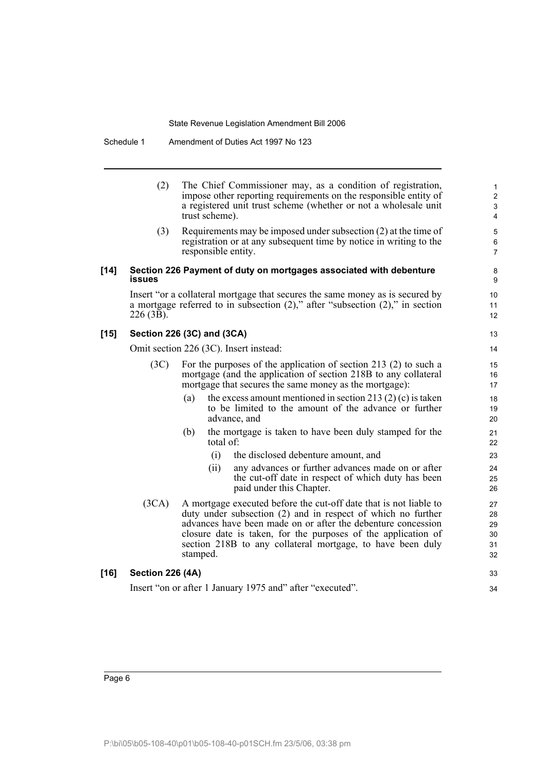(2) The Chief Commissioner may, as a condition of registration, impose other reporting requirements on the responsible entity of a registered unit trust scheme (whether or not a wholesale unit trust scheme).

(3) Requirements may be imposed under subsection (2) at the time of registration or at any subsequent time by notice in writing to the responsible entity.

**[14] Section 226 Payment of duty on mortgages associated with debenture issues**

Insert "or a collateral mortgage that secures the same money as is secured by a mortgage referred to in subsection (2)," after "subsection (2)," in section 226 (3B).

**[15] Section 226 (3C) and (3CA)**

Omit section 226 (3C). Insert instead:

(3C) For the purposes of the application of section 213 (2) to such a mortgage (and the application of section 218B to any collateral mortgage that secures the same money as the mortgage):

- (a) the excess amount mentioned in section 213 (2) (c) is taken to be limited to the amount of the advance or further advance, and
- (b) the mortgage is taken to have been duly stamped for the total of:
  - (i) the disclosed debenture amount, and
  - (ii) any advances or further advances made on or after the cut-off date in respect of which duty has been paid under this Chapter.

(3CA) A mortgage executed before the cut-off date that is not liable to duty under subsection (2) and in respect of which no further advances have been made on or after the debenture concession closure date is taken, for the purposes of the application of section 218B to any collateral mortgage, to have been duly stamped.

**[16] Section 226 (4A)**

Insert "on or after 1 January 1975 and" after "executed".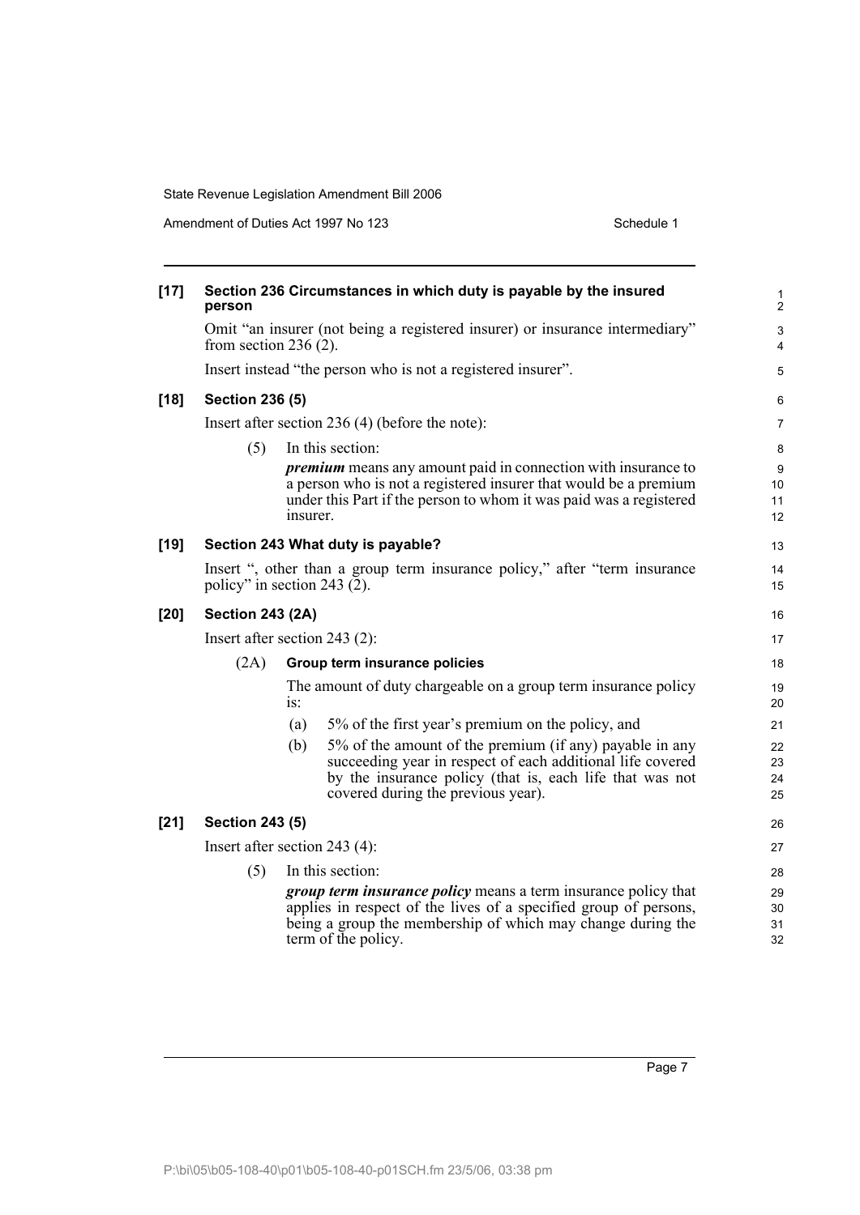**[17] Section 236 Circumstances in which duty is payable by the insured person**

Omit "an insurer (not being a registered insurer) or insurance intermediary" from section 236 (2).

Insert instead "the person who is not a registered insurer".

**[18] Section 236 (5)**

Insert after section 236 (4) (before the note):

(5) In this section:

***premium*** means any amount paid in connection with insurance to a person who is not a registered insurer that would be a premium under this Part if the person to whom it was paid was a registered insurer.

**[19] Section 243 What duty is payable?**

Insert ", other than a group term insurance policy," after "term insurance policy" in section 243 (2).

**[20] Section 243 (2A)**

Insert after section 243 (2):

(2A) **Group term insurance policies**

The amount of duty chargeable on a group term insurance policy is:

(a) 5% of the first year's premium on the policy, and

(b) 5% of the amount of the premium (if any) payable in any succeeding year in respect of each additional life covered by the insurance policy (that is, each life that was not covered during the previous year).

**[21] Section 243 (5)**

Insert after section 243 (4):

(5) In this section:

***group term insurance policy*** means a term insurance policy that applies in respect of the lives of a specified group of persons, being a group the membership of which may change during the term of the policy.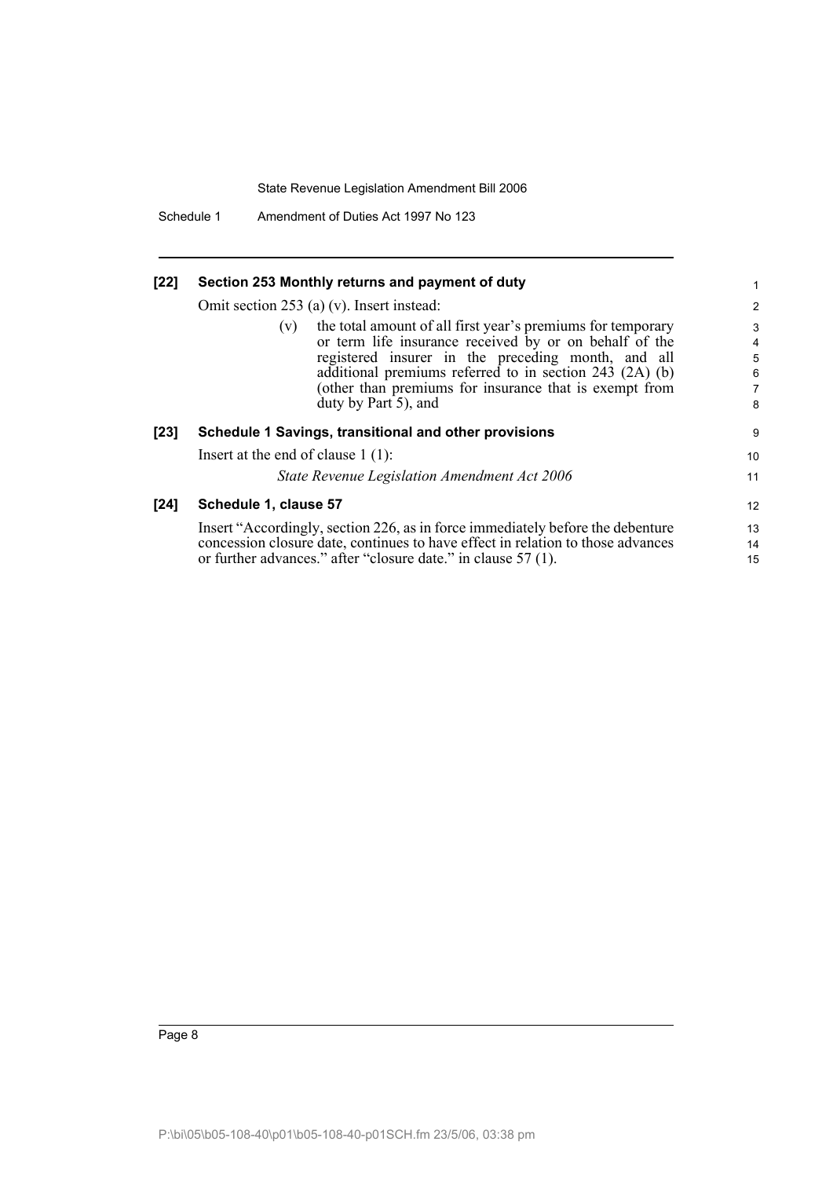### [22] Section 253 Monthly returns and payment of duty

Omit section 253 (a) (v). Insert instead:

> (v) the total amount of all first year's premiums for temporary or term life insurance received by or on behalf of the registered insurer in the preceding month, and all additional premiums referred to in section 243 (2A) (b) (other than premiums for insurance that is exempt from duty by Part 5), and

### [23] Schedule 1 Savings, transitional and other provisions

Insert at the end of clause 1 (1):

> *State Revenue Legislation Amendment Act 2006*

### [24] Schedule 1, clause 57

Insert "Accordingly, section 226, as in force immediately before the debenture concession closure date, continues to have effect in relation to those advances or further advances." after "closure date." in clause 57 (1).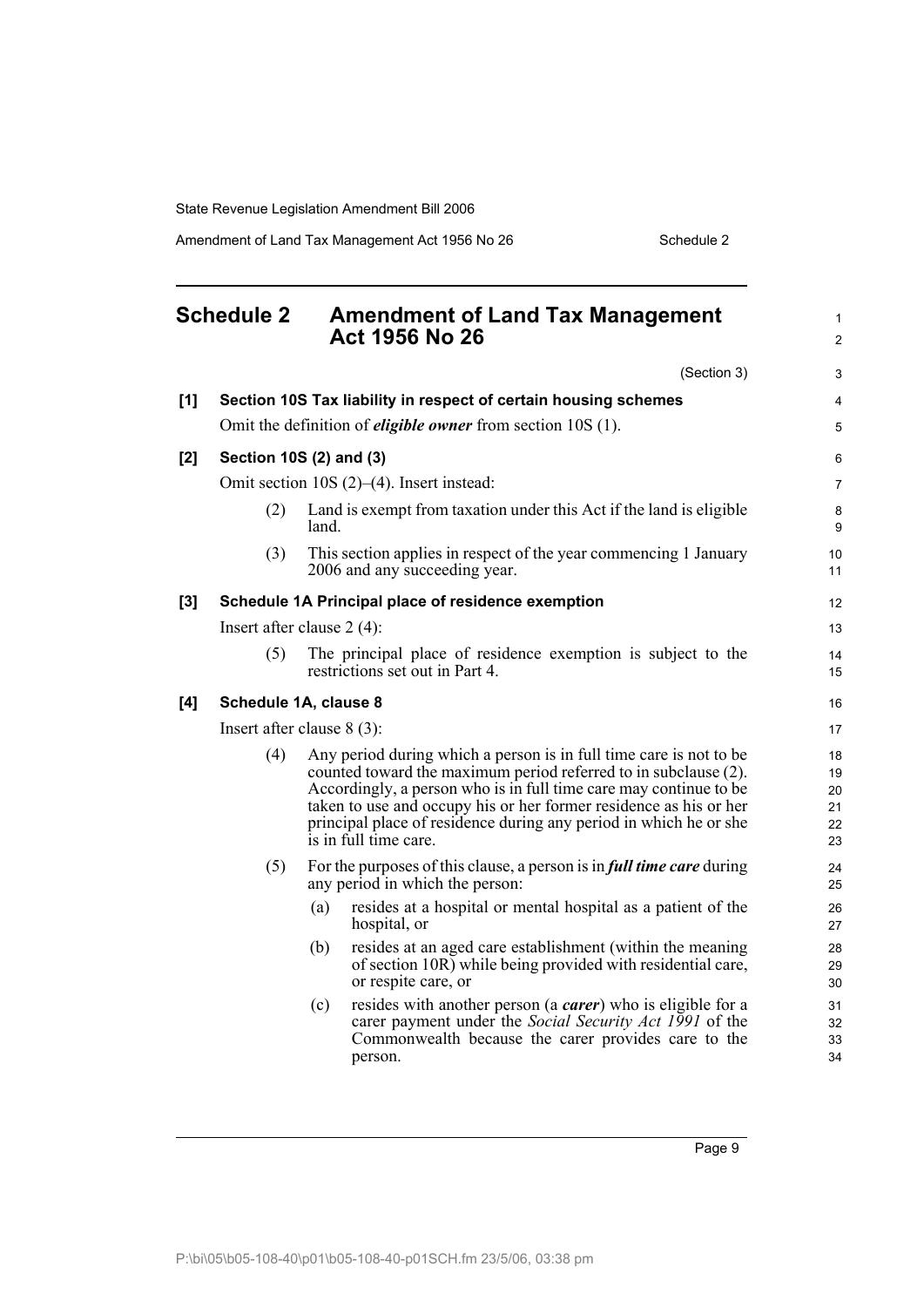## Schedule 2 Amendment of Land Tax Management Act 1956 No 26

(Section 3)

**[1] Section 10S Tax liability in respect of certain housing schemes**

Omit the definition of ***eligible owner*** from section 10S (1).

**[2] Section 10S (2) and (3)**

Omit section 10S (2)–(4). Insert instead:

(2) Land is exempt from taxation under this Act if the land is eligible land.

(3) This section applies in respect of the year commencing 1 January 2006 and any succeeding year.

**[3] Schedule 1A Principal place of residence exemption**

Insert after clause 2 (4):

(5) The principal place of residence exemption is subject to the restrictions set out in Part 4.

**[4] Schedule 1A, clause 8**

Insert after clause 8 (3):

(4) Any period during which a person is in full time care is not to be counted toward the maximum period referred to in subclause (2). Accordingly, a person who is in full time care may continue to be taken to use and occupy his or her former residence as his or her principal place of residence during any period in which he or she is in full time care.

(5) For the purposes of this clause, a person is in ***full time care*** during any period in which the person:

(a) resides at a hospital or mental hospital as a patient of the hospital, or

(b) resides at an aged care establishment (within the meaning of section 10R) while being provided with residential care, or respite care, or

(c) resides with another person (a ***carer***) who is eligible for a carer payment under the *Social Security Act 1991* of the Commonwealth because the carer provides care to the person.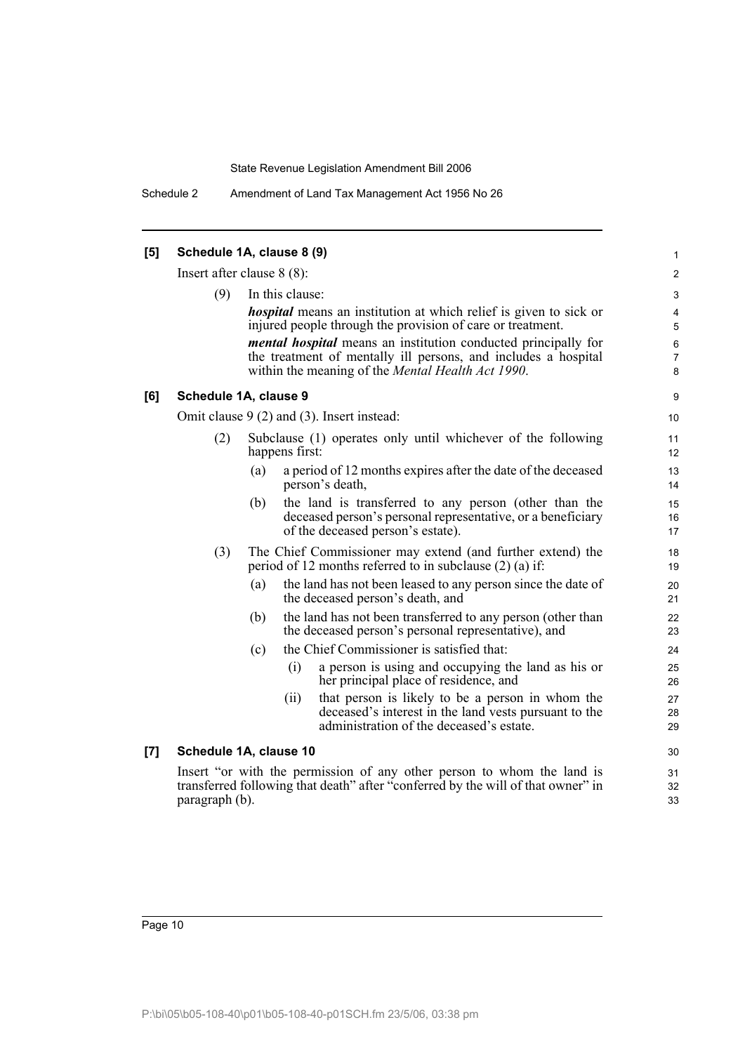### [5] Schedule 1A, clause 8 (9)

Insert after clause 8 (8):

(9) In this clause:

***hospital*** means an institution at which relief is given to sick or injured people through the provision of care or treatment.

***mental hospital*** means an institution conducted principally for the treatment of mentally ill persons, and includes a hospital within the meaning of the *Mental Health Act 1990*.

### [6] Schedule 1A, clause 9

Omit clause 9 (2) and (3). Insert instead:

(2) Subclause (1) operates only until whichever of the following happens first:

- (a) a period of 12 months expires after the date of the deceased person's death,
- (b) the land is transferred to any person (other than the deceased person's personal representative, or a beneficiary of the deceased person's estate).

(3) The Chief Commissioner may extend (and further extend) the period of 12 months referred to in subclause (2) (a) if:

- (a) the land has not been leased to any person since the date of the deceased person's death, and
- (b) the land has not been transferred to any person (other than the deceased person's personal representative), and
- (c) the Chief Commissioner is satisfied that:
  - (i) a person is using and occupying the land as his or her principal place of residence, and
  - (ii) that person is likely to be a person in whom the deceased's interest in the land vests pursuant to the administration of the deceased's estate.

### [7] Schedule 1A, clause 10

Insert "or with the permission of any other person to whom the land is transferred following that death" after "conferred by the will of that owner" in paragraph (b).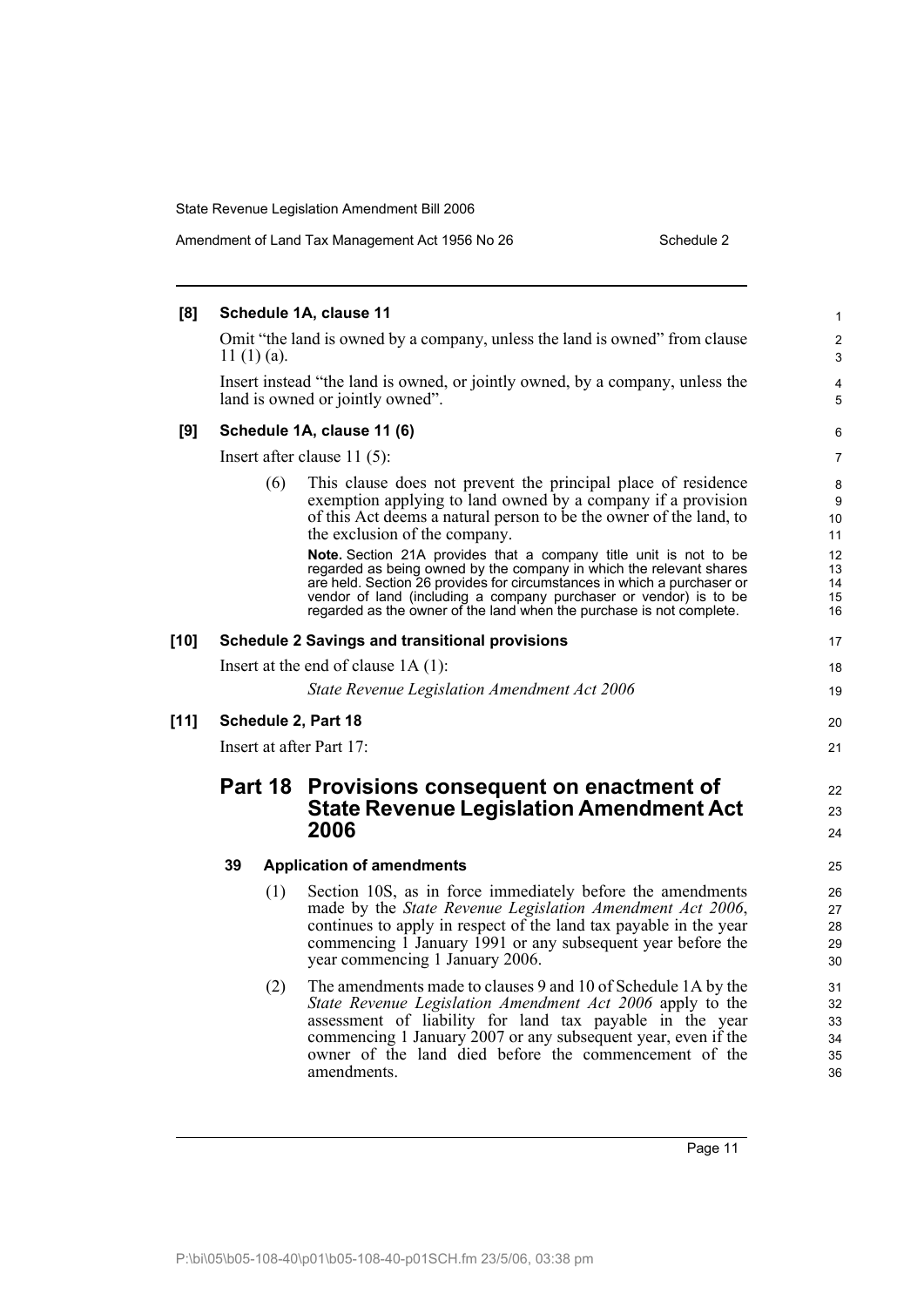**[8] Schedule 1A, clause 11**

Omit "the land is owned by a company, unless the land is owned" from clause 11 (1) (a).

Insert instead "the land is owned, or jointly owned, by a company, unless the land is owned or jointly owned".

**[9] Schedule 1A, clause 11 (6)**

Insert after clause 11 (5):

(6) This clause does not prevent the principal place of residence exemption applying to land owned by a company if a provision of this Act deems a natural person to be the owner of the land, to the exclusion of the company.

**Note.** Section 21A provides that a company title unit is not to be regarded as being owned by the company in which the relevant shares are held. Section 26 provides for circumstances in which a purchaser or vendor of land (including a company purchaser or vendor) is to be regarded as the owner of the land when the purchase is not complete.

**[10] Schedule 2 Savings and transitional provisions**

Insert at the end of clause 1A (1):

*State Revenue Legislation Amendment Act 2006*

**[11] Schedule 2, Part 18**

Insert at after Part 17:

## Part 18 Provisions consequent on enactment of State Revenue Legislation Amendment Act 2006

### 39 Application of amendments

(1) Section 10S, as in force immediately before the amendments made by the *State Revenue Legislation Amendment Act 2006*, continues to apply in respect of the land tax payable in the year commencing 1 January 1991 or any subsequent year before the year commencing 1 January 2006.

(2) The amendments made to clauses 9 and 10 of Schedule 1A by the *State Revenue Legislation Amendment Act 2006* apply to the assessment of liability for land tax payable in the year commencing 1 January 2007 or any subsequent year, even if the owner of the land died before the commencement of the amendments.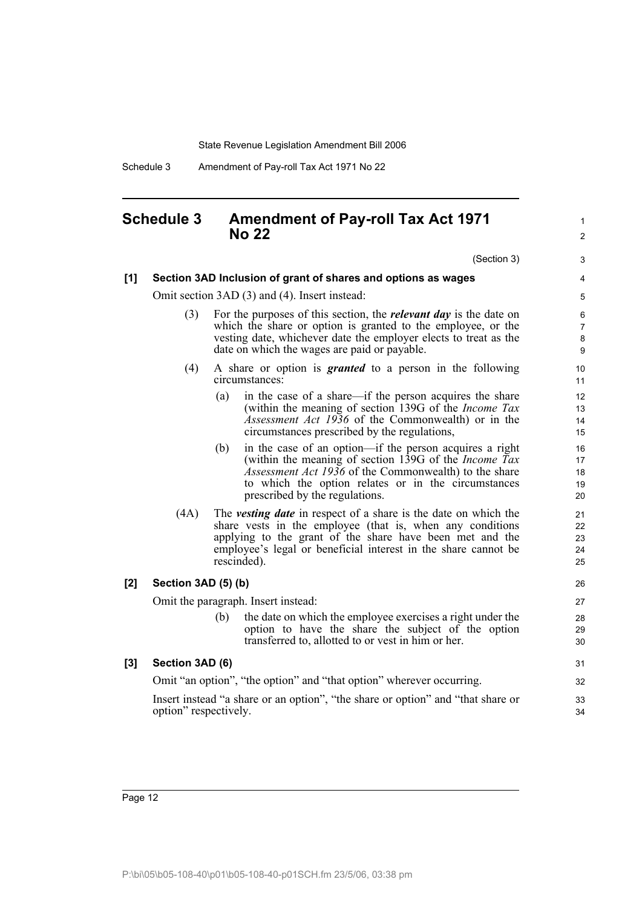# Schedule 3 Amendment of Pay-roll Tax Act 1971 No 22

(Section 3)

**[1] Section 3AD Inclusion of grant of shares and options as wages**

Omit section 3AD (3) and (4). Insert instead:

(3) For the purposes of this section, the ***relevant day*** is the date on which the share or option is granted to the employee, or the vesting date, whichever date the employer elects to treat as the date on which the wages are paid or payable.

(4) A share or option is ***granted*** to a person in the following circumstances:

(a) in the case of a share—if the person acquires the share (within the meaning of section 139G of the *Income Tax Assessment Act 1936* of the Commonwealth) or in the circumstances prescribed by the regulations,

(b) in the case of an option—if the person acquires a right (within the meaning of section 139G of the *Income Tax Assessment Act 1936* of the Commonwealth) to the share to which the option relates or in the circumstances prescribed by the regulations.

(4A) The ***vesting date*** in respect of a share is the date on which the share vests in the employee (that is, when any conditions applying to the grant of the share have been met and the employee's legal or beneficial interest in the share cannot be rescinded).

**[2] Section 3AD (5) (b)**

Omit the paragraph. Insert instead:

(b) the date on which the employee exercises a right under the option to have the share the subject of the option transferred to, allotted to or vest in him or her.

**[3] Section 3AD (6)**

Omit "an option", "the option" and "that option" wherever occurring.

Insert instead "a share or an option", "the share or option" and "that share or option" respectively.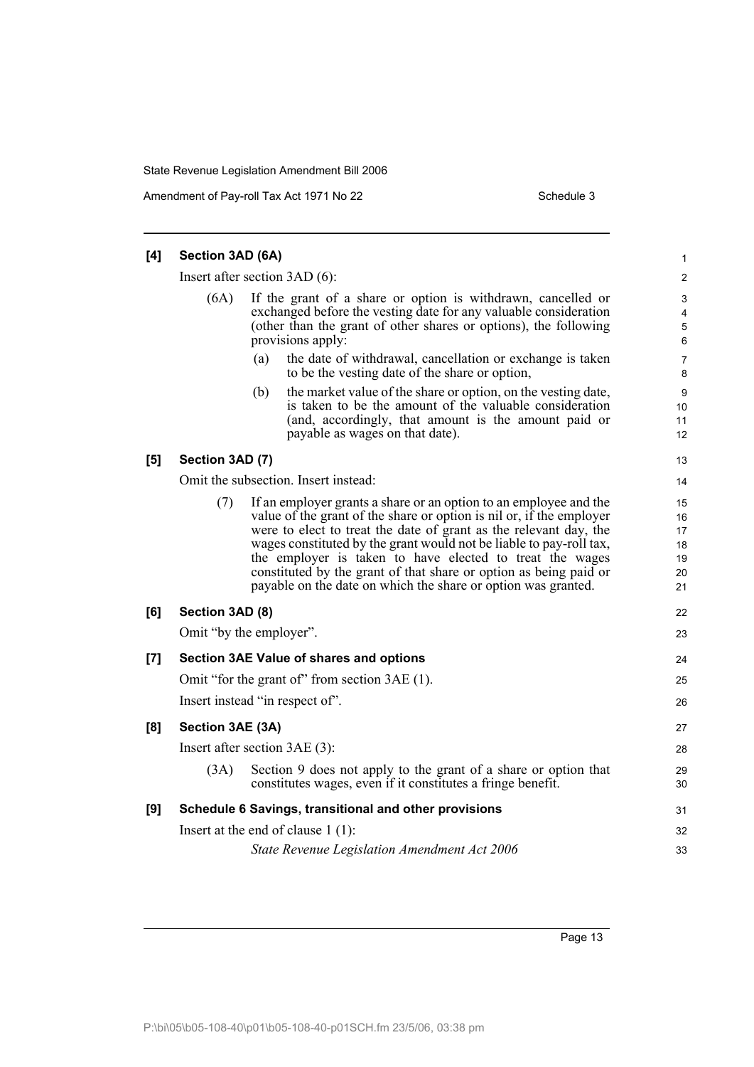**[4] Section 3AD (6A)**

Insert after section 3AD (6):

(6A) If the grant of a share or option is withdrawn, cancelled or exchanged before the vesting date for any valuable consideration (other than the grant of other shares or options), the following provisions apply:

(a) the date of withdrawal, cancellation or exchange is taken to be the vesting date of the share or option,

(b) the market value of the share or option, on the vesting date, is taken to be the amount of the valuable consideration (and, accordingly, that amount is the amount paid or payable as wages on that date).

**[5] Section 3AD (7)**

Omit the subsection. Insert instead:

(7) If an employer grants a share or an option to an employee and the value of the grant of the share or option is nil or, if the employer were to elect to treat the date of grant as the relevant day, the wages constituted by the grant would not be liable to pay-roll tax, the employer is taken to have elected to treat the wages constituted by the grant of that share or option as being paid or payable on the date on which the share or option was granted.

**[6] Section 3AD (8)**

Omit "by the employer".

**[7] Section 3AE Value of shares and options**

Omit "for the grant of" from section 3AE (1).

Insert instead "in respect of".

**[8] Section 3AE (3A)**

Insert after section 3AE (3):

(3A) Section 9 does not apply to the grant of a share or option that constitutes wages, even if it constitutes a fringe benefit.

**[9] Schedule 6 Savings, transitional and other provisions**

Insert at the end of clause 1 (1):

*State Revenue Legislation Amendment Act 2006*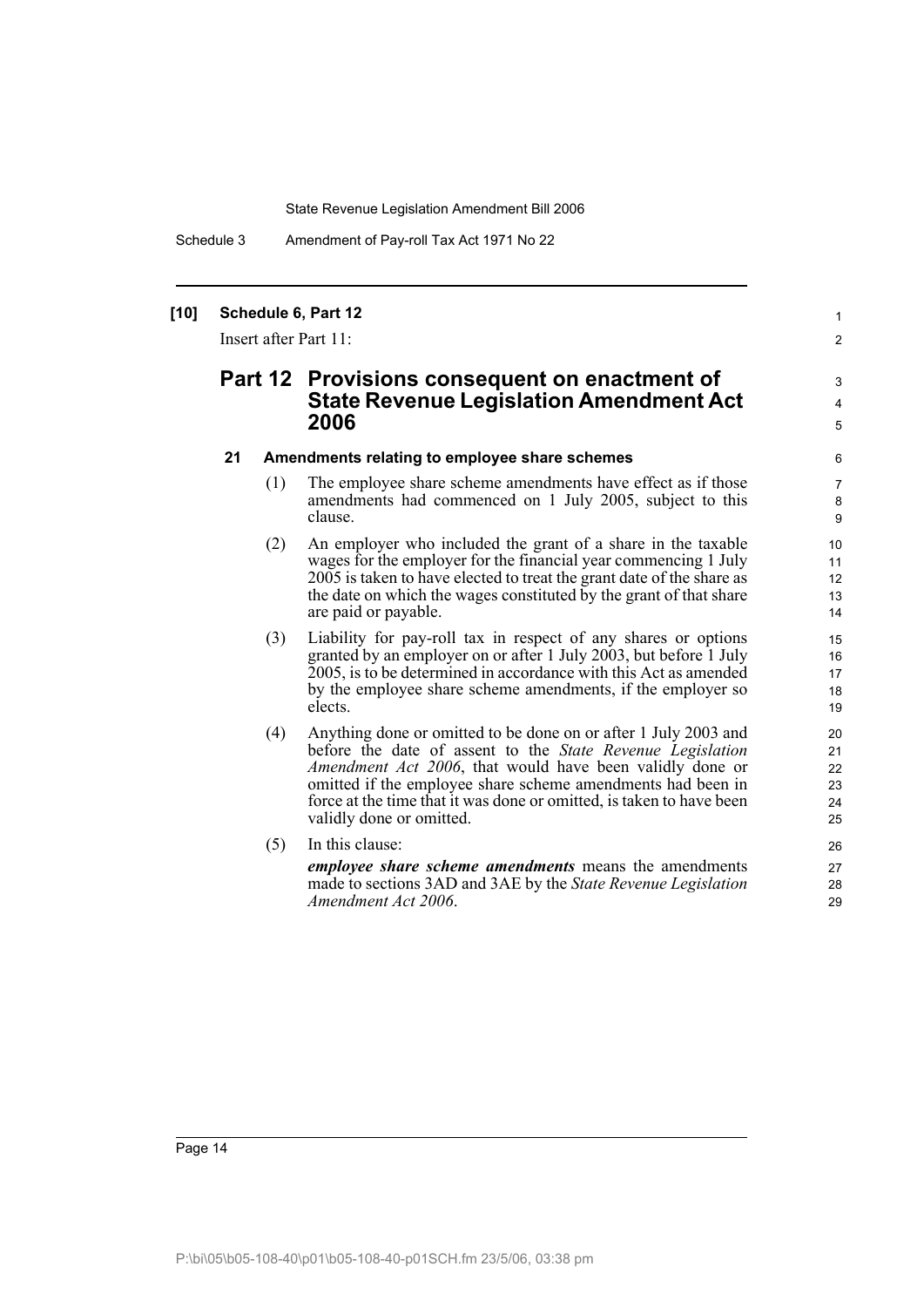## [10] Schedule 6, Part 12

Insert after Part 11:

# Part 12 Provisions consequent on enactment of State Revenue Legislation Amendment Act 2006

### 21 Amendments relating to employee share schemes

(1) The employee share scheme amendments have effect as if those amendments had commenced on 1 July 2005, subject to this clause.

(2) An employer who included the grant of a share in the taxable wages for the employer for the financial year commencing 1 July 2005 is taken to have elected to treat the grant date of the share as the date on which the wages constituted by the grant of that share are paid or payable.

(3) Liability for pay-roll tax in respect of any shares or options granted by an employer on or after 1 July 2003, but before 1 July 2005, is to be determined in accordance with this Act as amended by the employee share scheme amendments, if the employer so elects.

(4) Anything done or omitted to be done on or after 1 July 2003 and before the date of assent to the *State Revenue Legislation Amendment Act 2006*, that would have been validly done or omitted if the employee share scheme amendments had been in force at the time that it was done or omitted, is taken to have been validly done or omitted.

(5) In this clause:

***employee share scheme amendments*** means the amendments made to sections 3AD and 3AE by the *State Revenue Legislation Amendment Act 2006*.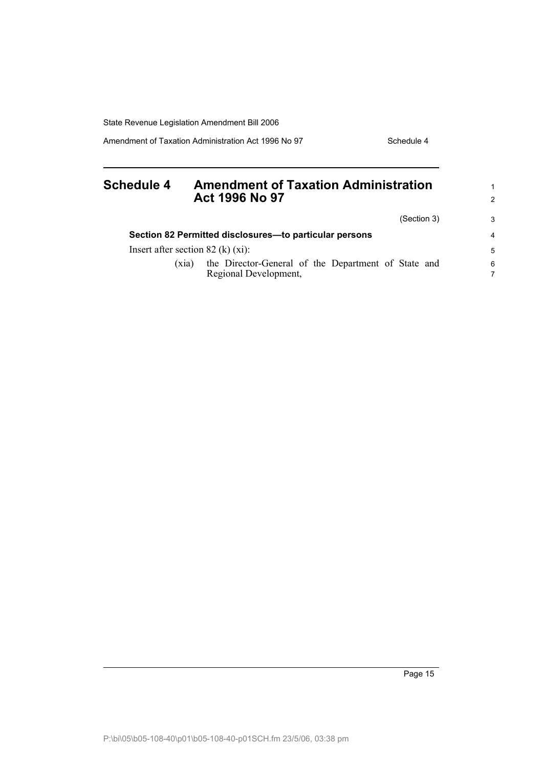# Schedule 4 Amendment of Taxation Administration Act 1996 No 97

(Section 3)

**Section 82 Permitted disclosures—to particular persons**

Insert after section 82 (k) (xi):

(xia) the Director-General of the Department of State and Regional Development,